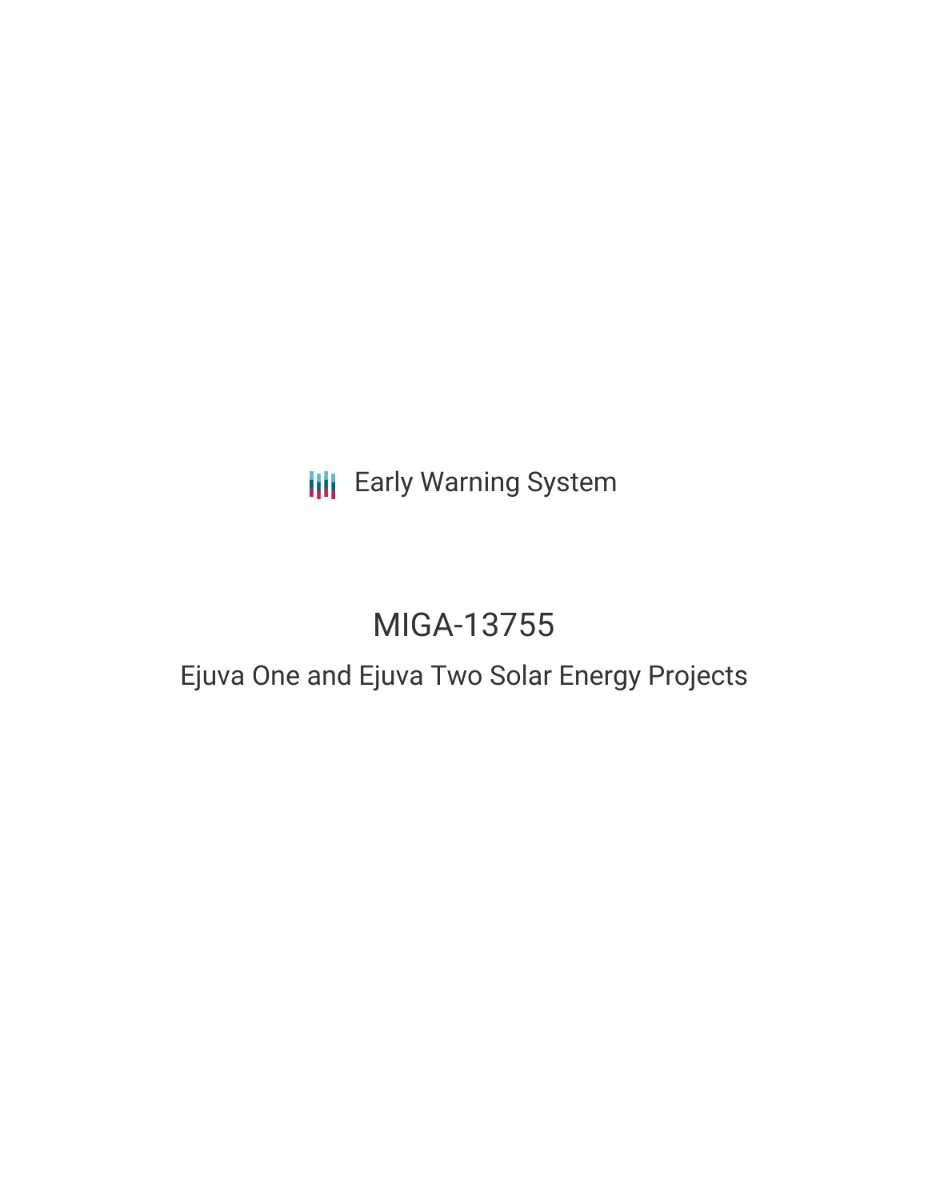Early Warning System

# MIGA-13755

## Ejuva One and Ejuva Two Solar Energy Projects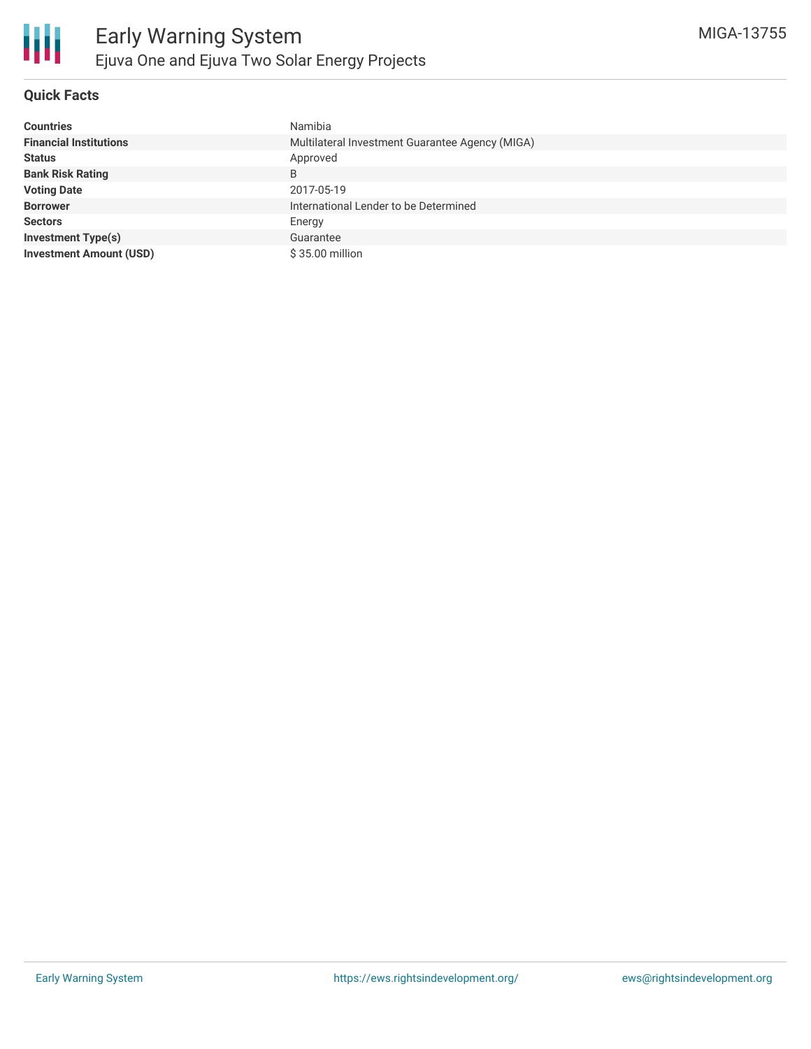## Quick Facts

| | |
|---|---|
| **Countries** | Namibia |
| **Financial Institutions** | Multilateral Investment Guarantee Agency (MIGA) |
| **Status** | Approved |
| **Bank Risk Rating** | B |
| **Voting Date** | 2017-05-19 |
| **Borrower** | International Lender to be Determined |
| **Sectors** | Energy |
| **Investment Type(s)** | Guarantee |
| **Investment Amount (USD)** | $ 35.00 million |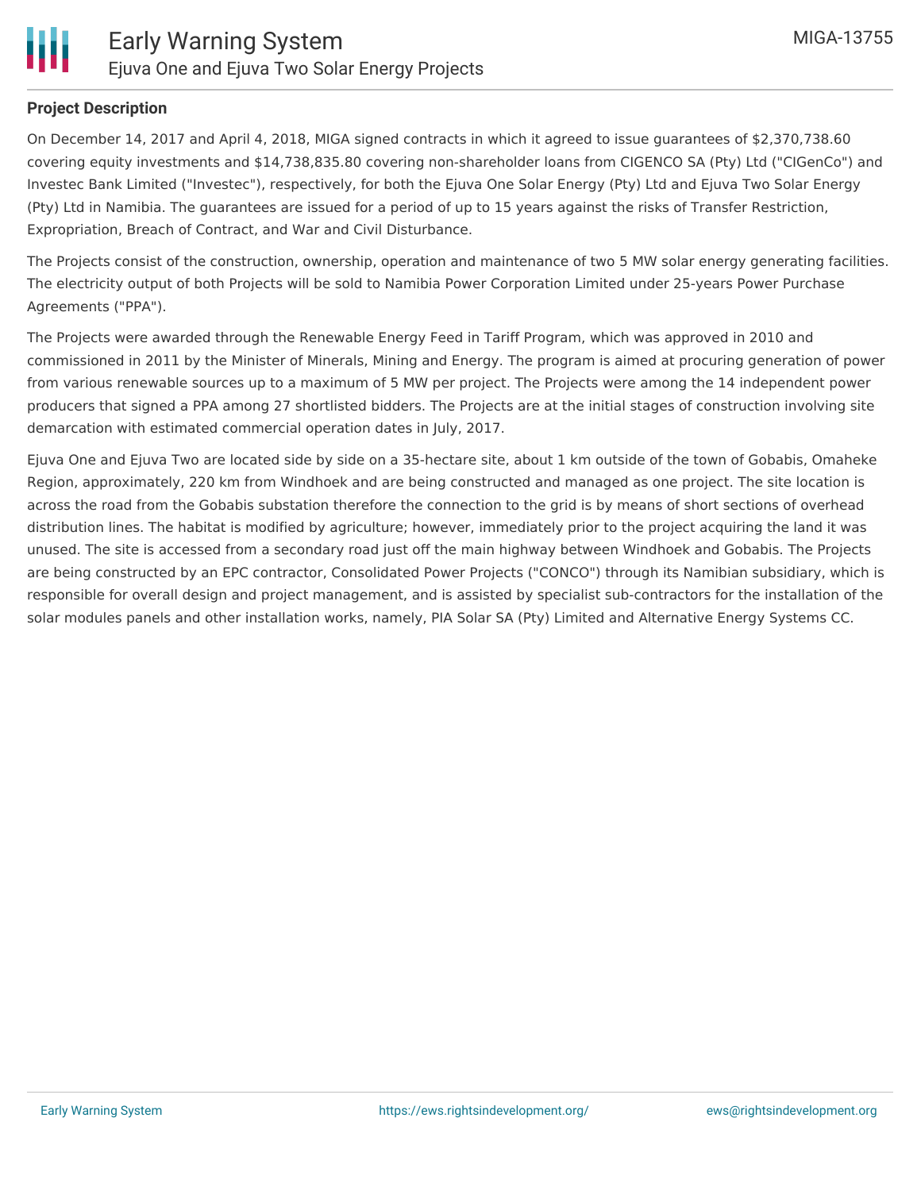## Project Description

On December 14, 2017 and April 4, 2018, MIGA signed contracts in which it agreed to issue guarantees of $2,370,738.60 covering equity investments and $14,738,835.80 covering non-shareholder loans from CIGENCO SA (Pty) Ltd ("CIGenCo") and Investec Bank Limited ("Investec"), respectively, for both the Ejuva One Solar Energy (Pty) Ltd and Ejuva Two Solar Energy (Pty) Ltd in Namibia. The guarantees are issued for a period of up to 15 years against the risks of Transfer Restriction, Expropriation, Breach of Contract, and War and Civil Disturbance.

The Projects consist of the construction, ownership, operation and maintenance of two 5 MW solar energy generating facilities. The electricity output of both Projects will be sold to Namibia Power Corporation Limited under 25-years Power Purchase Agreements ("PPA").

The Projects were awarded through the Renewable Energy Feed in Tariff Program, which was approved in 2010 and commissioned in 2011 by the Minister of Minerals, Mining and Energy. The program is aimed at procuring generation of power from various renewable sources up to a maximum of 5 MW per project. The Projects were among the 14 independent power producers that signed a PPA among 27 shortlisted bidders. The Projects are at the initial stages of construction involving site demarcation with estimated commercial operation dates in July, 2017.

Ejuva One and Ejuva Two are located side by side on a 35-hectare site, about 1 km outside of the town of Gobabis, Omaheke Region, approximately, 220 km from Windhoek and are being constructed and managed as one project. The site location is across the road from the Gobabis substation therefore the connection to the grid is by means of short sections of overhead distribution lines. The habitat is modified by agriculture; however, immediately prior to the project acquiring the land it was unused. The site is accessed from a secondary road just off the main highway between Windhoek and Gobabis. The Projects are being constructed by an EPC contractor, Consolidated Power Projects ("CONCO") through its Namibian subsidiary, which is responsible for overall design and project management, and is assisted by specialist sub-contractors for the installation of the solar modules panels and other installation works, namely, PIA Solar SA (Pty) Limited and Alternative Energy Systems CC.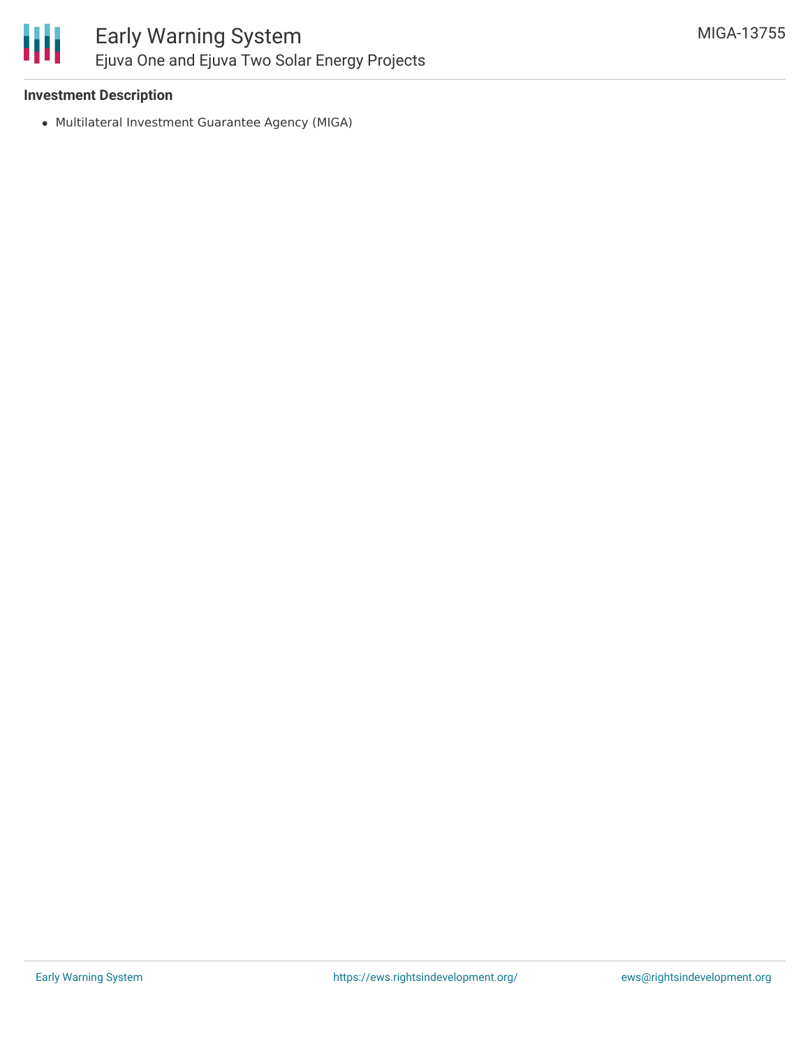**Investment Description**

- Multilateral Investment Guarantee Agency (MIGA)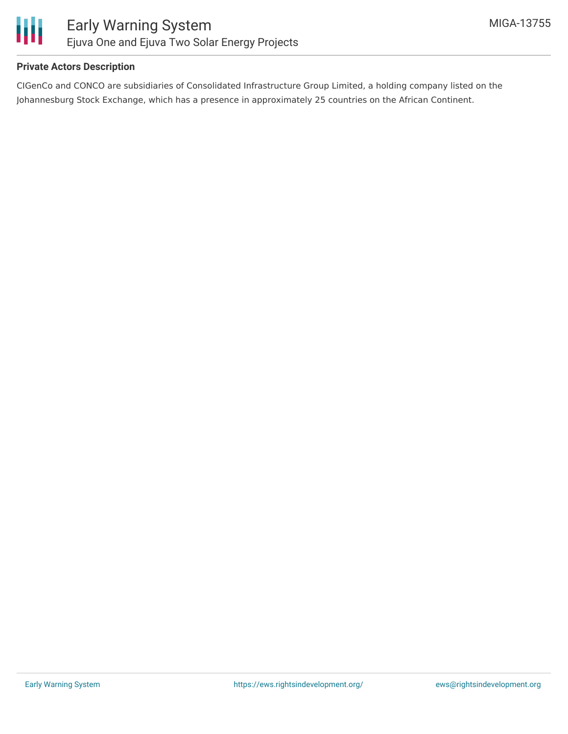## Private Actors Description

CIGenCo and CONCO are subsidiaries of Consolidated Infrastructure Group Limited, a holding company listed on the Johannesburg Stock Exchange, which has a presence in approximately 25 countries on the African Continent.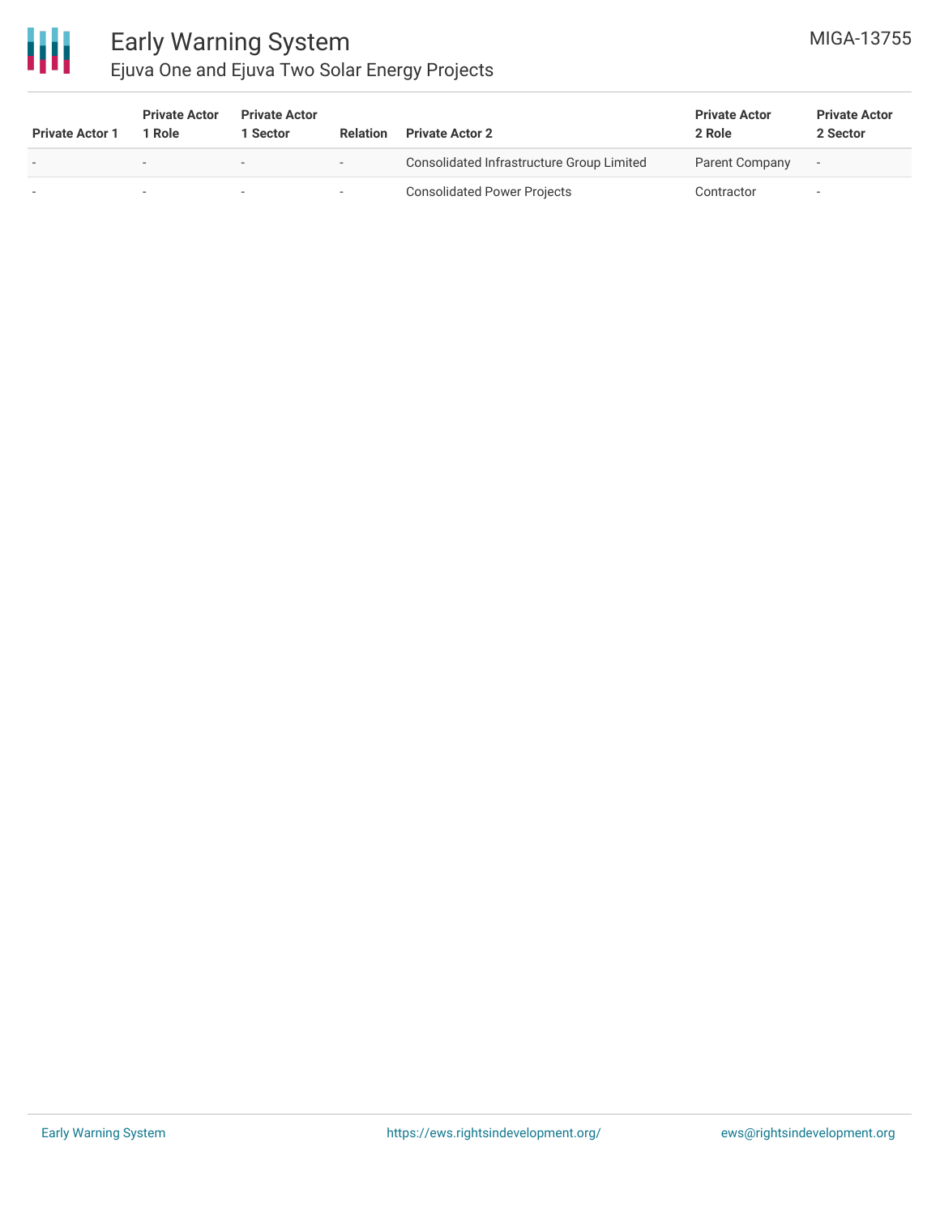| Private Actor 1 | Private Actor 1 Role | Private Actor 1 Sector | Relation | Private Actor 2 | Private Actor 2 Role | Private Actor 2 Sector |
|---|---|---|---|---|---|---|
| - | - | - | - | Consolidated Infrastructure Group Limited | Parent Company | - |
| - | - | - | - | Consolidated Power Projects | Contractor | - |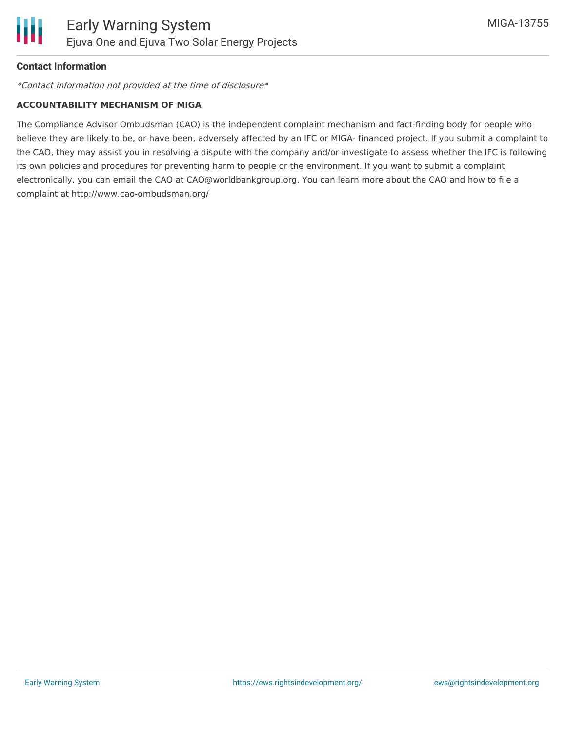**Contact Information**

*Contact information not provided at the time of disclosure*

**ACCOUNTABILITY MECHANISM OF MIGA**

The Compliance Advisor Ombudsman (CAO) is the independent complaint mechanism and fact-finding body for people who believe they are likely to be, or have been, adversely affected by an IFC or MIGA- financed project. If you submit a complaint to the CAO, they may assist you in resolving a dispute with the company and/or investigate to assess whether the IFC is following its own policies and procedures for preventing harm to people or the environment. If you want to submit a complaint electronically, you can email the CAO at CAO@worldbankgroup.org. You can learn more about the CAO and how to file a complaint at http://www.cao-ombudsman.org/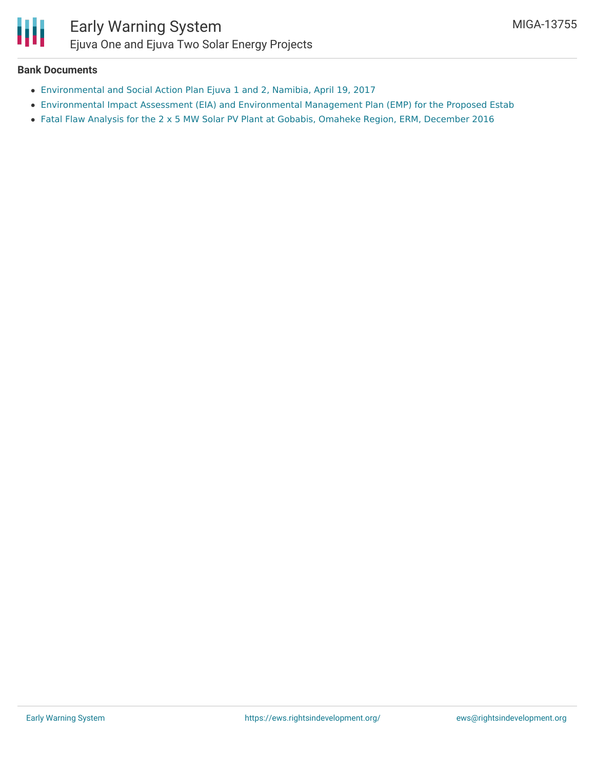**Bank Documents**

- Environmental and Social Action Plan Ejuva 1 and 2, Namibia, April 19, 2017
- Environmental Impact Assessment (EIA) and Environmental Management Plan (EMP) for the Proposed Estab
- Fatal Flaw Analysis for the 2 x 5 MW Solar PV Plant at Gobabis, Omaheke Region, ERM, December 2016